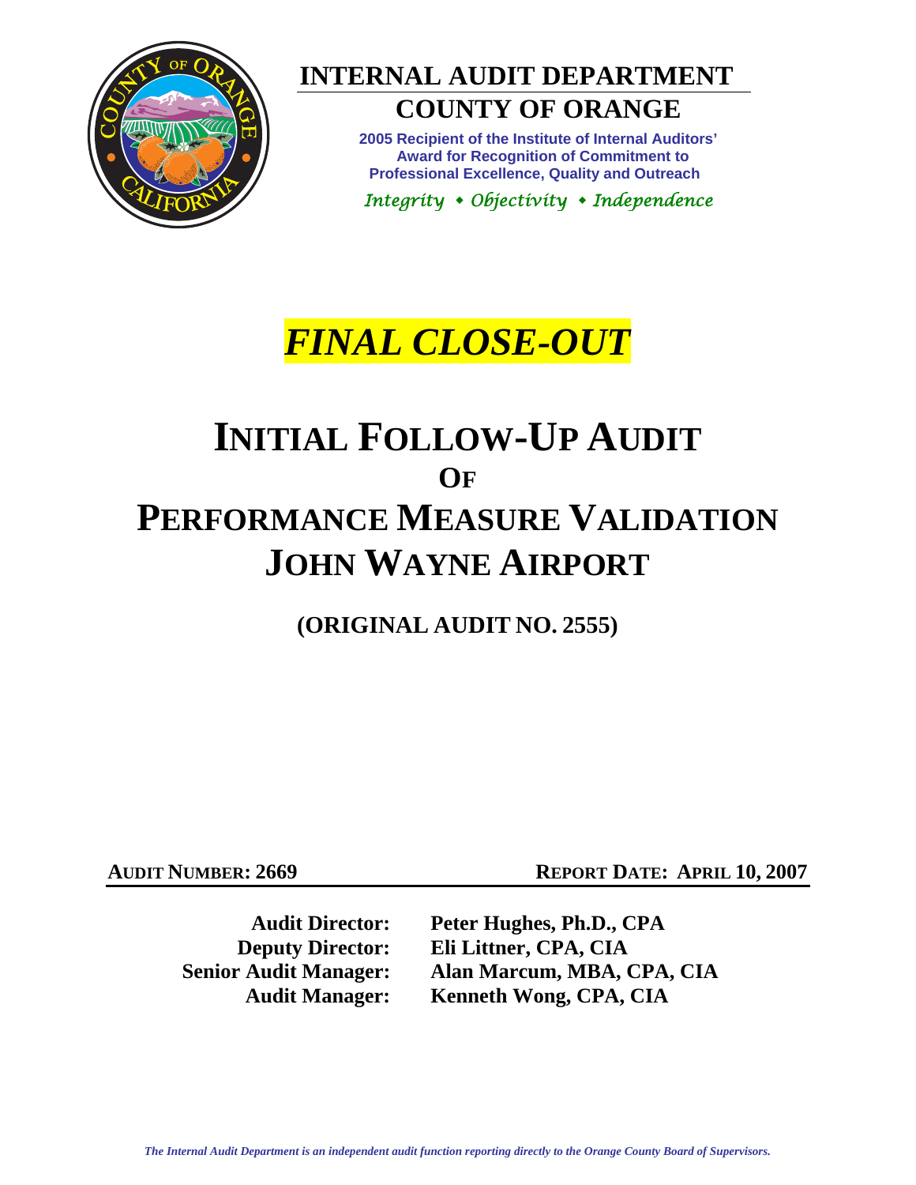# INTERNAL AUDIT DEPARTMENT

## COUNTY OF ORANGE

**2005 Recipient of the Institute of Internal Auditors' Award for Recognition of Commitment to Professional Excellence, Quality and Outreach**

*Integrity • Objectivity • Independence*

***FINAL CLOSE-OUT***

# INITIAL FOLLOW-UP AUDIT OF PERFORMANCE MEASURE VALIDATION JOHN WAYNE AIRPORT

**(ORIGINAL AUDIT NO. 2555)**

**AUDIT NUMBER: 2669** **REPORT DATE: APRIL 10, 2007**

| | |
|---|---|
| **Audit Director:** | **Peter Hughes, Ph.D., CPA** |
| **Deputy Director:** | **Eli Littner, CPA, CIA** |
| **Senior Audit Manager:** | **Alan Marcum, MBA, CPA, CIA** |
| **Audit Manager:** | **Kenneth Wong, CPA, CIA** |

*The Internal Audit Department is an independent audit function reporting directly to the Orange County Board of Supervisors.*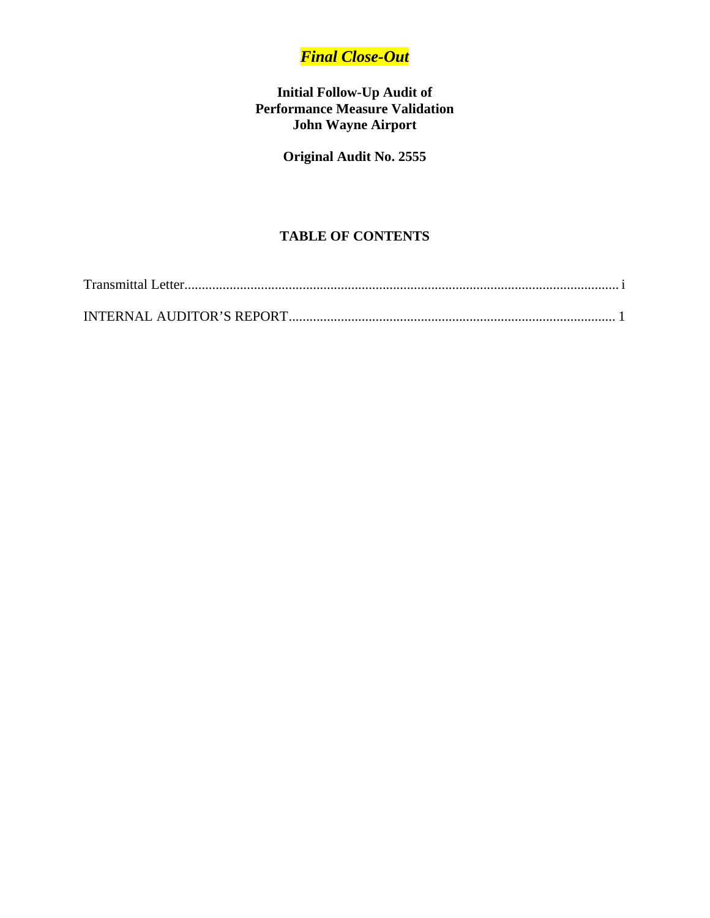***Final Close-Out***

**Initial Follow-Up Audit of**
**Performance Measure Validation**
**John Wayne Airport**

**Original Audit No. 2555**

## TABLE OF CONTENTS

Transmittal Letter........................................................................................................................ i

INTERNAL AUDITOR'S REPORT........................................................................................ 1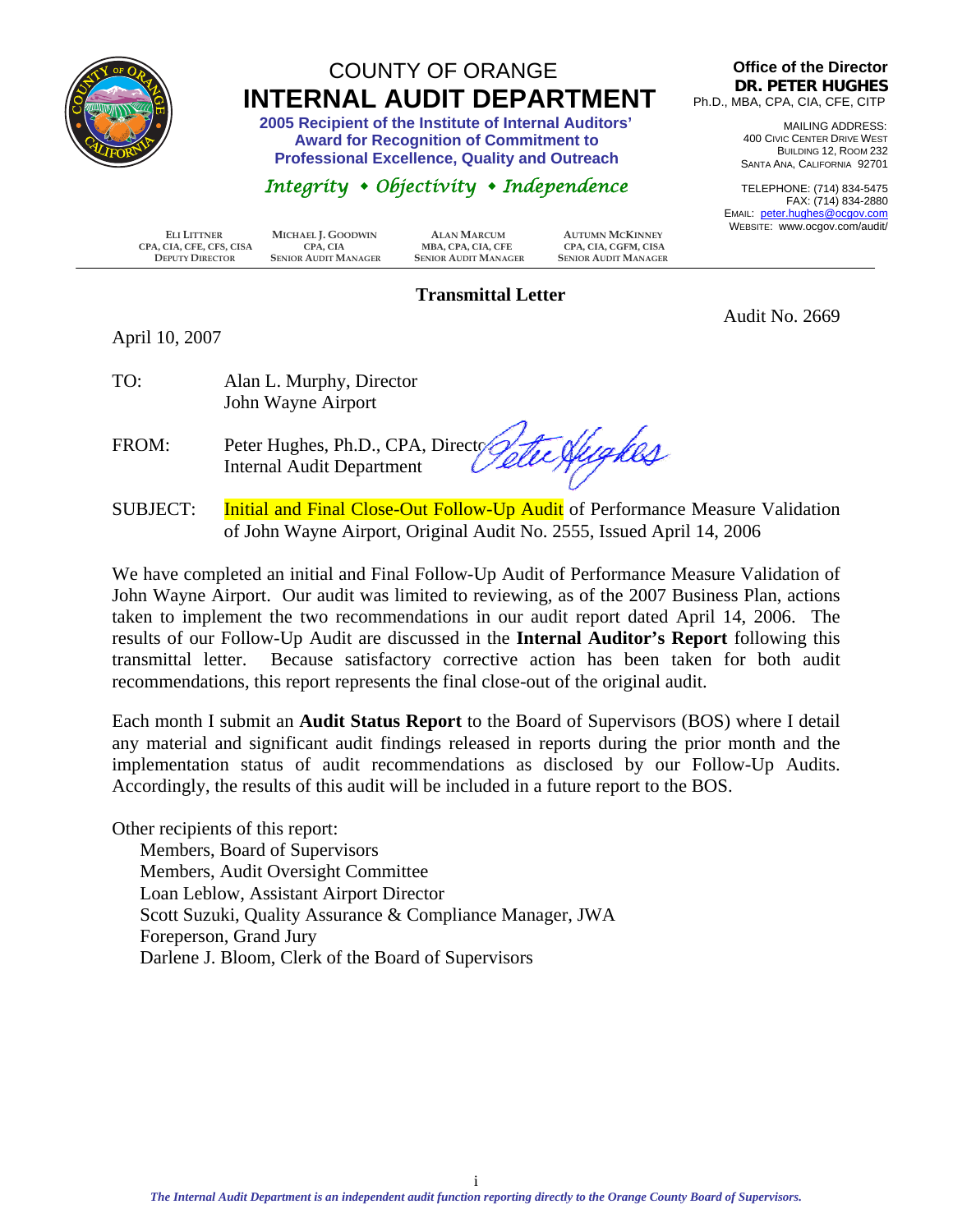# COUNTY OF ORANGE
# INTERNAL AUDIT DEPARTMENT

**2005 Recipient of the Institute of Internal Auditors' Award for Recognition of Commitment to Professional Excellence, Quality and Outreach**

*Integrity • Objectivity • Independence*

**Office of the Director**
**DR. PETER HUGHES**
Ph.D., MBA, CPA, CIA, CFE, CITP

MAILING ADDRESS:
400 CIVIC CENTER DRIVE WEST
BUILDING 12, ROOM 232
SANTA ANA, CALIFORNIA 92701

TELEPHONE: (714) 834-5475
FAX: (714) 834-2880
EMAIL: peter.hughes@ocgov.com
WEBSITE: www.ocgov.com/audit/

| ELI LITTNER | MICHAEL J. GOODWIN | ALAN MARCUM | AUTUMN MCKINNEY |
|---|---|---|---|
| CPA, CIA, CFE, CFS, CISA | CPA, CIA | MBA, CPA, CIA, CFE | CPA, CIA, CGFM, CISA |
| DEPUTY DIRECTOR | SENIOR AUDIT MANAGER | SENIOR AUDIT MANAGER | SENIOR AUDIT MANAGER |

## Transmittal Letter

Audit No. 2669

April 10, 2007

TO: Alan L. Murphy, Director
John Wayne Airport

FROM: Peter Hughes, Ph.D., CPA, Director
Internal Audit Department

SUBJECT: Initial and Final Close-Out Follow-Up Audit of Performance Measure Validation of John Wayne Airport, Original Audit No. 2555, Issued April 14, 2006

We have completed an initial and Final Follow-Up Audit of Performance Measure Validation of John Wayne Airport. Our audit was limited to reviewing, as of the 2007 Business Plan, actions taken to implement the two recommendations in our audit report dated April 14, 2006. The results of our Follow-Up Audit are discussed in the **Internal Auditor's Report** following this transmittal letter. Because satisfactory corrective action has been taken for both audit recommendations, this report represents the final close-out of the original audit.

Each month I submit an **Audit Status Report** to the Board of Supervisors (BOS) where I detail any material and significant audit findings released in reports during the prior month and the implementation status of audit recommendations as disclosed by our Follow-Up Audits. Accordingly, the results of this audit will be included in a future report to the BOS.

Other recipients of this report:
- Members, Board of Supervisors
- Members, Audit Oversight Committee
- Loan Leblow, Assistant Airport Director
- Scott Suzuki, Quality Assurance & Compliance Manager, JWA
- Foreperson, Grand Jury
- Darlene J. Bloom, Clerk of the Board of Supervisors

*The Internal Audit Department is an independent audit function reporting directly to the Orange County Board of Supervisors.*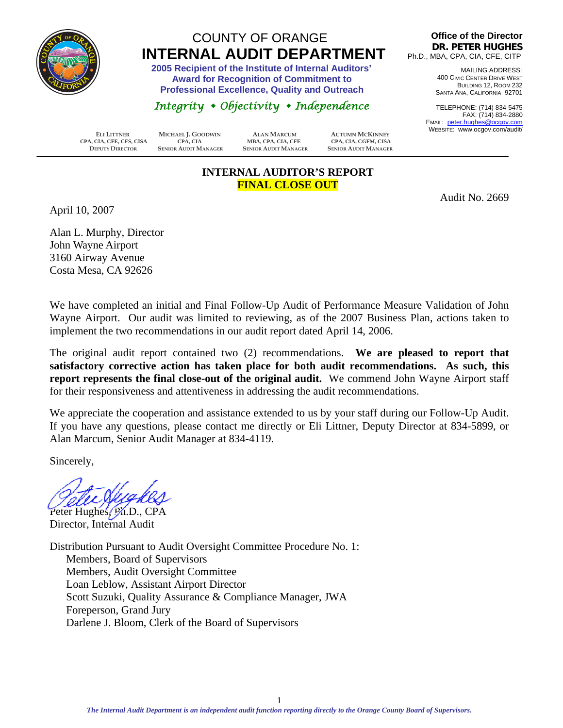# COUNTY OF ORANGE
# INTERNAL AUDIT DEPARTMENT

**2005 Recipient of the Institute of Internal Auditors' Award for Recognition of Commitment to Professional Excellence, Quality and Outreach**

*Integrity • Objectivity • Independence*

**Office of the Director**
**DR. PETER HUGHES**
Ph.D., MBA, CPA, CIA, CFE, CITP

MAILING ADDRESS:
400 CIVIC CENTER DRIVE WEST
BUILDING 12, ROOM 232
SANTA ANA, CALIFORNIA 92701

TELEPHONE: (714) 834-5475
FAX: (714) 834-2880
EMAIL: peter.hughes@ocgov.com
WEBSITE: www.ocgov.com/audit/

| ELI LITTNER | MICHAEL J. GOODWIN | ALAN MARCUM | AUTUMN MCKINNEY |
|---|---|---|---|
| CPA, CIA, CFE, CFS, CISA | CPA, CIA | MBA, CPA, CIA, CFE | CPA, CIA, CGFM, CISA |
| DEPUTY DIRECTOR | SENIOR AUDIT MANAGER | SENIOR AUDIT MANAGER | SENIOR AUDIT MANAGER |

## INTERNAL AUDITOR'S REPORT
## FINAL CLOSE OUT

Audit No. 2669

April 10, 2007

Alan L. Murphy, Director
John Wayne Airport
3160 Airway Avenue
Costa Mesa, CA 92626

We have completed an initial and Final Follow-Up Audit of Performance Measure Validation of John Wayne Airport. Our audit was limited to reviewing, as of the 2007 Business Plan, actions taken to implement the two recommendations in our audit report dated April 14, 2006.

The original audit report contained two (2) recommendations. **We are pleased to report that satisfactory corrective action has taken place for both audit recommendations. As such, this report represents the final close-out of the original audit.** We commend John Wayne Airport staff for their responsiveness and attentiveness in addressing the audit recommendations.

We appreciate the cooperation and assistance extended to us by your staff during our Follow-Up Audit. If you have any questions, please contact me directly or Eli Littner, Deputy Director at 834-5899, or Alan Marcum, Senior Audit Manager at 834-4119.

Sincerely,

Peter Hughes, Ph.D., CPA
Director, Internal Audit

Distribution Pursuant to Audit Oversight Committee Procedure No. 1:
- Members, Board of Supervisors
- Members, Audit Oversight Committee
- Loan Leblow, Assistant Airport Director
- Scott Suzuki, Quality Assurance & Compliance Manager, JWA
- Foreperson, Grand Jury
- Darlene J. Bloom, Clerk of the Board of Supervisors

*The Internal Audit Department is an independent audit function reporting directly to the Orange County Board of Supervisors.*